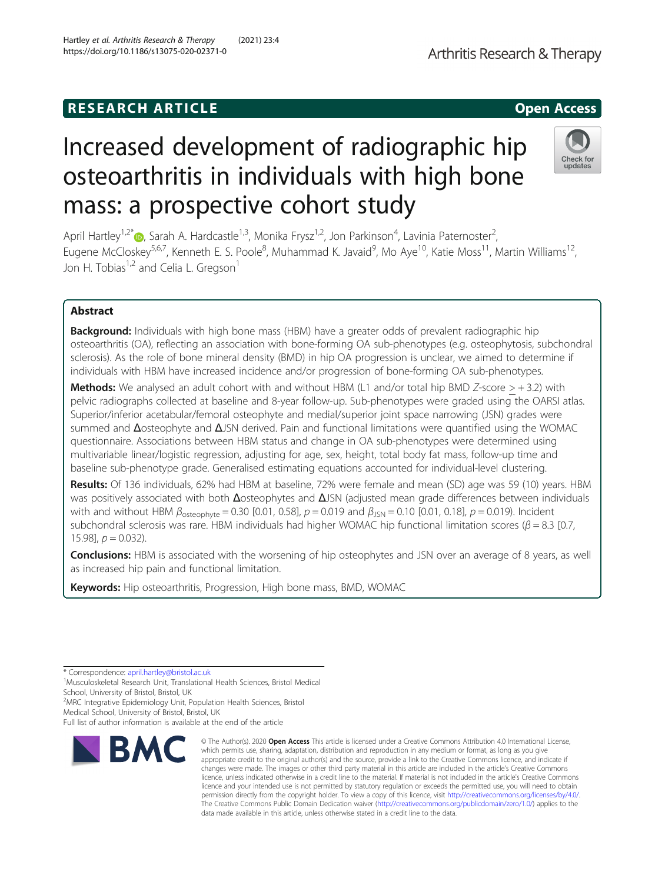RESEARCH ARTICLE

Open Access

# Increased development of radiographic hip osteoarthritis in individuals with high bone mass: a prospective cohort study

April Hartley[1,2*], Sarah A. Hardcastle[1,3], Monika Frysz[1,2], Jon Parkinson[4], Lavinia Paternoster[2], Eugene McCloskey[5,6,7], Kenneth E. S. Poole[8], Muhammad K. Javaid[9], Mo Aye[10], Katie Moss[11], Martin Williams[12], Jon H. Tobias[1,2] and Celia L. Gregson[1]

## Abstract

**Background:** Individuals with high bone mass (HBM) have a greater odds of prevalent radiographic hip osteoarthritis (OA), reflecting an association with bone-forming OA sub-phenotypes (e.g. osteophytosis, subchondral sclerosis). As the role of bone mineral density (BMD) in hip OA progression is unclear, we aimed to determine if individuals with HBM have increased incidence and/or progression of bone-forming OA sub-phenotypes.

**Methods:** We analysed an adult cohort with and without HBM (L1 and/or total hip BMD $Z$-score $\geq +3.2$) with pelvic radiographs collected at baseline and 8-year follow-up. Sub-phenotypes were graded using the OARSI atlas. Superior/inferior acetabular/femoral osteophyte and medial/superior joint space narrowing (JSN) grades were summed and Δosteophyte and ΔJSN derived. Pain and functional limitations were quantified using the WOMAC questionnaire. Associations between HBM status and change in OA sub-phenotypes were determined using multivariable linear/logistic regression, adjusting for age, sex, height, total body fat mass, follow-up time and baseline sub-phenotype grade. Generalised estimating equations accounted for individual-level clustering.

**Results:** Of 136 individuals, 62% had HBM at baseline, 72% were female and mean (SD) age was 59 (10) years. HBM was positively associated with both Δosteophytes and ΔJSN (adjusted mean grade differences between individuals with and without HBM $\beta_{osteophyte} = 0.30$ [0.01, 0.58], $p = 0.019$ and $\beta_{JSN} = 0.10$ [0.01, 0.18], $p = 0.019$). Incident subchondral sclerosis was rare. HBM individuals had higher WOMAC hip functional limitation scores ($\beta = 8.3$ [0.7, 15.98], $p = 0.032$).

**Conclusions:** HBM is associated with the worsening of hip osteophytes and JSN over an average of 8 years, as well as increased hip pain and functional limitation.

**Keywords:** Hip osteoarthritis, Progression, High bone mass, BMD, WOMAC

\* Correspondence: april.hartley@bristol.ac.uk
[1]Musculoskeletal Research Unit, Translational Health Sciences, Bristol Medical School, University of Bristol, Bristol, UK
[2]MRC Integrative Epidemiology Unit, Population Health Sciences, Bristol Medical School, University of Bristol, Bristol, UK
Full list of author information is available at the end of the article

© The Author(s). 2020 **Open Access** This article is licensed under a Creative Commons Attribution 4.0 International License, which permits use, sharing, adaptation, distribution and reproduction in any medium or format, as long as you give appropriate credit to the original author(s) and the source, provide a link to the Creative Commons licence, and indicate if changes were made. The images or other third party material in this article are included in the article's Creative Commons licence, unless indicated otherwise in a credit line to the material. If material is not included in the article's Creative Commons licence and your intended use is not permitted by statutory regulation or exceeds the permitted use, you will need to obtain permission directly from the copyright holder. To view a copy of this licence, visit http://creativecommons.org/licenses/by/4.0/. The Creative Commons Public Domain Dedication waiver (http://creativecommons.org/publicdomain/zero/1.0/) applies to the data made available in this article, unless otherwise stated in a credit line to the data.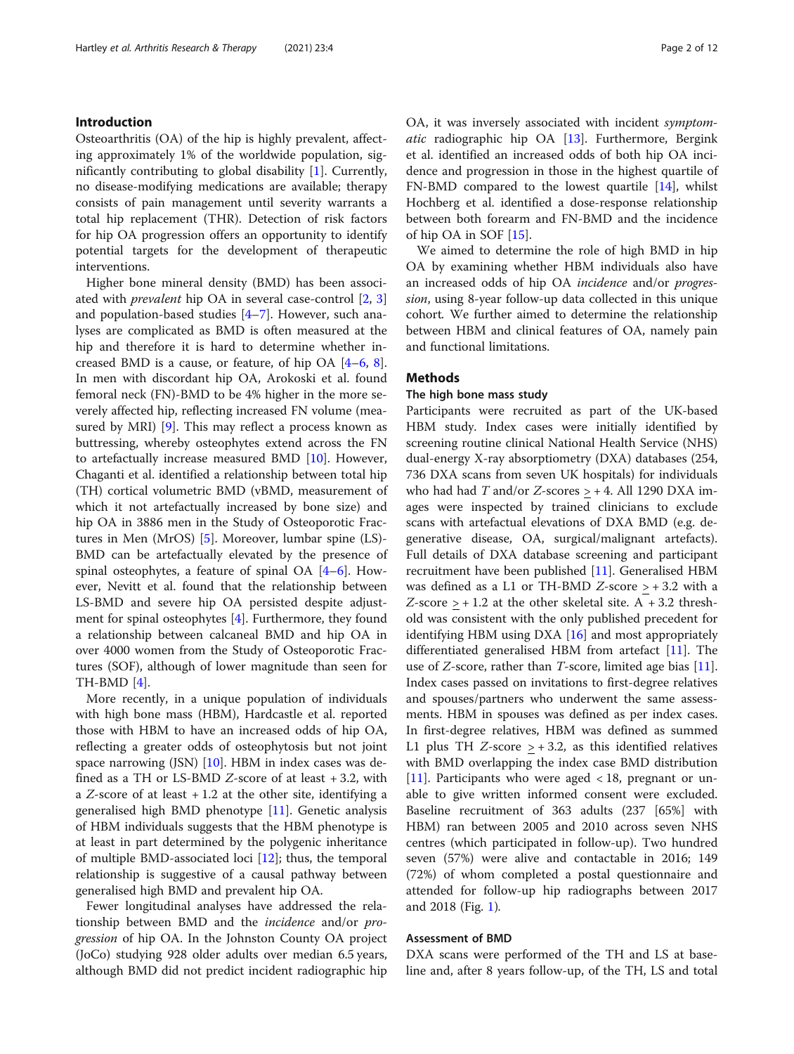## Introduction

Osteoarthritis (OA) of the hip is highly prevalent, affecting approximately 1% of the worldwide population, significantly contributing to global disability [1]. Currently, no disease-modifying medications are available; therapy consists of pain management until severity warrants a total hip replacement (THR). Detection of risk factors for hip OA progression offers an opportunity to identify potential targets for the development of therapeutic interventions.

Higher bone mineral density (BMD) has been associated with *prevalent* hip OA in several case-control [2, 3] and population-based studies [4–7]. However, such analyses are complicated as BMD is often measured at the hip and therefore it is hard to determine whether increased BMD is a cause, or feature, of hip OA [4–6, 8]. In men with discordant hip OA, Arokoski et al. found femoral neck (FN)-BMD to be 4% higher in the more severely affected hip, reflecting increased FN volume (measured by MRI) [9]. This may reflect a process known as buttressing, whereby osteophytes extend across the FN to artefactually increase measured BMD [10]. However, Chaganti et al. identified a relationship between total hip (TH) cortical volumetric BMD (vBMD, measurement of which it not artefactually increased by bone size) and hip OA in 3886 men in the Study of Osteoporotic Fractures in Men (MrOS) [5]. Moreover, lumbar spine (LS)-BMD can be artefactually elevated by the presence of spinal osteophytes, a feature of spinal OA [4–6]. However, Nevitt et al. found that the relationship between LS-BMD and severe hip OA persisted despite adjustment for spinal osteophytes [4]. Furthermore, they found a relationship between calcaneal BMD and hip OA in over 4000 women from the Study of Osteoporotic Fractures (SOF), although of lower magnitude than seen for TH-BMD [4].

More recently, in a unique population of individuals with high bone mass (HBM), Hardcastle et al. reported those with HBM to have an increased odds of hip OA, reflecting a greater odds of osteophytosis but not joint space narrowing (JSN) [10]. HBM in index cases was defined as a TH or LS-BMD *Z*-score of at least + 3.2, with a *Z*-score of at least + 1.2 at the other site, identifying a generalised high BMD phenotype [11]. Genetic analysis of HBM individuals suggests that the HBM phenotype is at least in part determined by the polygenic inheritance of multiple BMD-associated loci [12]; thus, the temporal relationship is suggestive of a causal pathway between generalised high BMD and prevalent hip OA.

Fewer longitudinal analyses have addressed the relationship between BMD and the *incidence* and/or *progression* of hip OA. In the Johnston County OA project (JoCo) studying 928 older adults over median 6.5 years, although BMD did not predict incident radiographic hip OA, it was inversely associated with incident *symptomatic* radiographic hip OA [13]. Furthermore, Bergink et al. identified an increased odds of both hip OA incidence and progression in those in the highest quartile of FN-BMD compared to the lowest quartile [14], whilst Hochberg et al. identified a dose-response relationship between both forearm and FN-BMD and the incidence of hip OA in SOF [15].

We aimed to determine the role of high BMD in hip OA by examining whether HBM individuals also have an increased odds of hip OA *incidence* and/or *progression*, using 8-year follow-up data collected in this unique cohort. We further aimed to determine the relationship between HBM and clinical features of OA, namely pain and functional limitations.

## Methods

### The high bone mass study

Participants were recruited as part of the UK-based HBM study. Index cases were initially identified by screening routine clinical National Health Service (NHS) dual-energy X-ray absorptiometry (DXA) databases (254,736 DXA scans from seven UK hospitals) for individuals who had had *T* and/or *Z*-scores ≥ + 4. All 1290 DXA images were inspected by trained clinicians to exclude scans with artefactual elevations of DXA BMD (e.g. degenerative disease, OA, surgical/malignant artefacts). Full details of DXA database screening and participant recruitment have been published [11]. Generalised HBM was defined as a L1 or TH-BMD *Z*-score ≥ + 3.2 with a *Z*-score ≥ + 1.2 at the other skeletal site. A + 3.2 threshold was consistent with the only published precedent for identifying HBM using DXA [16] and most appropriately differentiated generalised HBM from artefact [11]. The use of *Z*-score, rather than *T*-score, limited age bias [11]. Index cases passed on invitations to first-degree relatives and spouses/partners who underwent the same assessments. HBM in spouses was defined as per index cases. In first-degree relatives, HBM was defined as summed L1 plus TH *Z*-score ≥ + 3.2, as this identified relatives with BMD overlapping the index case BMD distribution [11]. Participants who were aged < 18, pregnant or unable to give written informed consent were excluded. Baseline recruitment of 363 adults (237 [65%] with HBM) ran between 2005 and 2010 across seven NHS centres (which participated in follow-up). Two hundred seven (57%) were alive and contactable in 2016; 149 (72%) of whom completed a postal questionnaire and attended for follow-up hip radiographs between 2017 and 2018 (Fig. 1).

### Assessment of BMD

DXA scans were performed of the TH and LS at baseline and, after 8 years follow-up, of the TH, LS and total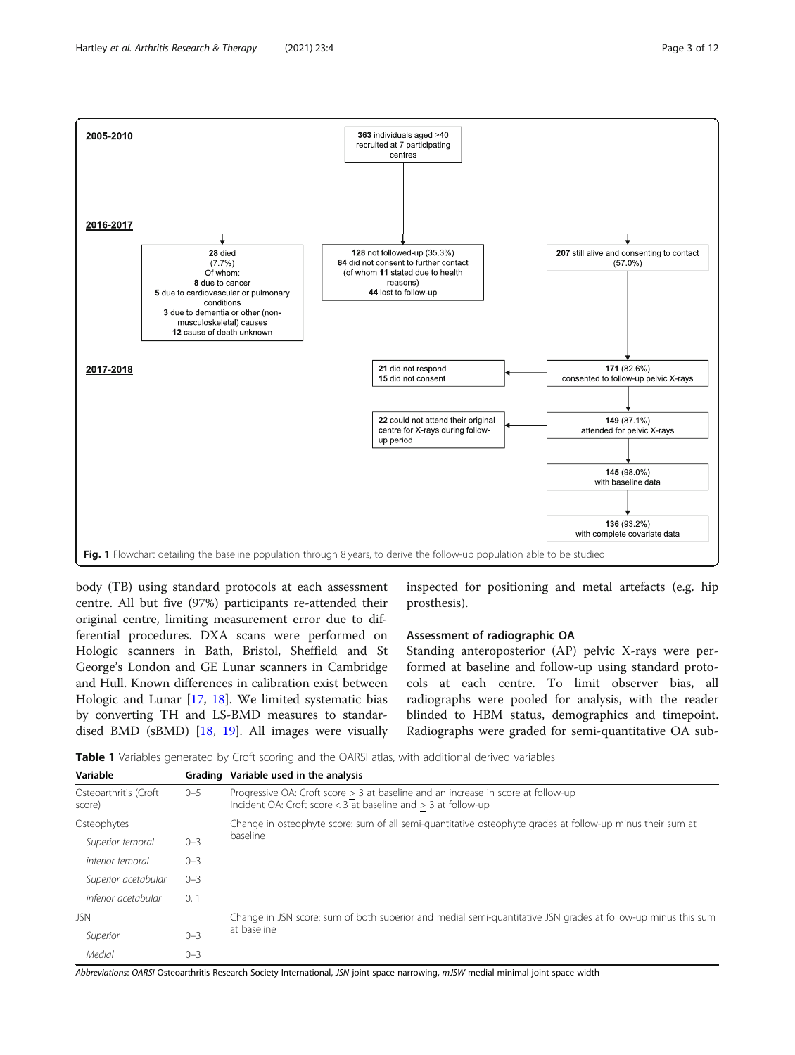**2005-2010**

**363** individuals aged ≥40 recruited at 7 participating centres

**2016-2017**

**28** died (7.7%) Of whom: **8** due to cancer **5** due to cardiovascular or pulmonary conditions **3** due to dementia or other (non-musculoskeletal) causes **12** cause of death unknown

**128** not followed-up (35.3%) **84** did not consent to further contact (of whom **11** stated due to health reasons) **44** lost to follow-up

**207** still alive and consenting to contact (57.0%)

**2017-2018**

**171** (82.6%) consented to follow-up pelvic X-rays

**21** did not respond **15** did not consent

**149** (87.1%) attended for pelvic X-rays

**22** could not attend their original centre for X-rays during follow-up period

**145** (98.0%) with baseline data

**136** (93.2%) with complete covariate data

**Fig. 1** Flowchart detailing the baseline population through 8 years, to derive the follow-up population able to be studied

body (TB) using standard protocols at each assessment centre. All but five (97%) participants re-attended their original centre, limiting measurement error due to differential procedures. DXA scans were performed on Hologic scanners in Bath, Bristol, Sheffield and St George's London and GE Lunar scanners in Cambridge and Hull. Known differences in calibration exist between Hologic and Lunar [17, 18]. We limited systematic bias by converting TH and LS-BMD measures to standardised BMD (sBMD) [18, 19]. All images were visually inspected for positioning and metal artefacts (e.g. hip prosthesis).

### Assessment of radiographic OA

Standing anteroposterior (AP) pelvic X-rays were performed at baseline and follow-up using standard protocols at each centre. To limit observer bias, all radiographs were pooled for analysis, with the reader blinded to HBM status, demographics and timepoint. Radiographs were graded for semi-quantitative OA sub-

**Table 1** Variables generated by Croft scoring and the OARSI atlas, with additional derived variables

| Variable | Grading | Variable used in the analysis |
|---|---|---|
| Osteoarthritis (Croft score) | 0–5 | Progressive OA: Croft score ≥ 3 at baseline and an increase in score at follow-up<br>Incident OA: Croft score < 3 at baseline and ≥ 3 at follow-up |
| Osteophytes | | Change in osteophyte score: sum of all semi-quantitative osteophyte grades at follow-up minus their sum at baseline |
| *Superior femoral* | 0–3 | |
| *inferior femoral* | 0–3 | |
| *Superior acetabular* | 0–3 | |
| *inferior acetabular* | 0, 1 | |
| JSN | | Change in JSN score: sum of both superior and medial semi-quantitative JSN grades at follow-up minus this sum at baseline |
| *Superior* | 0–3 | |
| *Medial* | 0–3 | |

*Abbreviations*: *OARSI* Osteoarthritis Research Society International, *JSN* joint space narrowing, *mJSW* medial minimal joint space width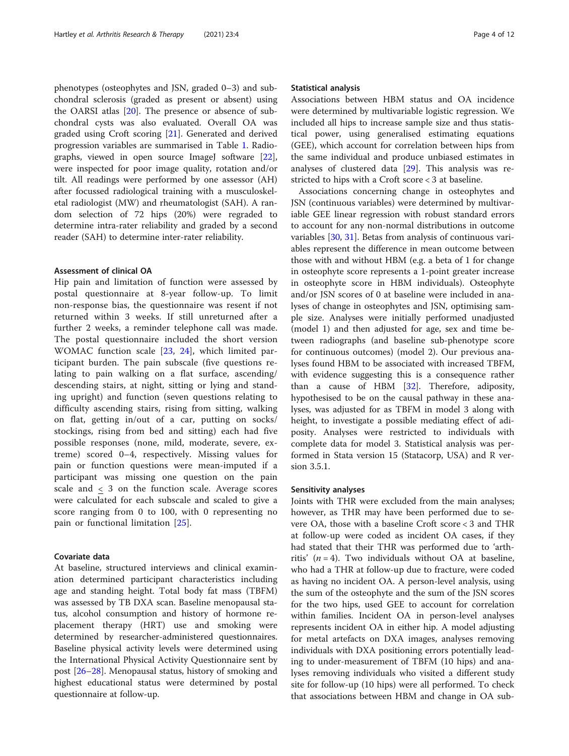phenotypes (osteophytes and JSN, graded 0–3) and subchondral sclerosis (graded as present or absent) using the OARSI atlas [20]. The presence or absence of subchondral cysts was also evaluated. Overall OA was graded using Croft scoring [21]. Generated and derived progression variables are summarised in Table 1. Radiographs, viewed in open source ImageJ software [22], were inspected for poor image quality, rotation and/or tilt. All readings were performed by one assessor (AH) after focussed radiological training with a musculoskeletal radiologist (MW) and rheumatologist (SAH). A random selection of 72 hips (20%) were regraded to determine intra-rater reliability and graded by a second reader (SAH) to determine inter-rater reliability.

### Assessment of clinical OA

Hip pain and limitation of function were assessed by postal questionnaire at 8-year follow-up. To limit non-response bias, the questionnaire was resent if not returned within 3 weeks. If still unreturned after a further 2 weeks, a reminder telephone call was made. The postal questionnaire included the short version WOMAC function scale [23, 24], which limited participant burden. The pain subscale (five questions relating to pain walking on a flat surface, ascending/descending stairs, at night, sitting or lying and standing upright) and function (seven questions relating to difficulty ascending stairs, rising from sitting, walking on flat, getting in/out of a car, putting on socks/stockings, rising from bed and sitting) each had five possible responses (none, mild, moderate, severe, extreme) scored 0–4, respectively. Missing values for pain or function questions were mean-imputed if a participant was missing one question on the pain scale and $\leq$ 3 on the function scale. Average scores were calculated for each subscale and scaled to give a score ranging from 0 to 100, with 0 representing no pain or functional limitation [25].

### Covariate data

At baseline, structured interviews and clinical examination determined participant characteristics including age and standing height. Total body fat mass (TBFM) was assessed by TB DXA scan. Baseline menopausal status, alcohol consumption and history of hormone replacement therapy (HRT) use and smoking were determined by researcher-administered questionnaires. Baseline physical activity levels were determined using the International Physical Activity Questionnaire sent by post [26–28]. Menopausal status, history of smoking and highest educational status were determined by postal questionnaire at follow-up.

### Statistical analysis

Associations between HBM status and OA incidence were determined by multivariable logistic regression. We included all hips to increase sample size and thus statistical power, using generalised estimating equations (GEE), which account for correlation between hips from the same individual and produce unbiased estimates in analyses of clustered data [29]. This analysis was restricted to hips with a Croft score < 3 at baseline.

Associations concerning change in osteophytes and JSN (continuous variables) were determined by multivariable GEE linear regression with robust standard errors to account for any non-normal distributions in outcome variables [30, 31]. Betas from analysis of continuous variables represent the difference in mean outcome between those with and without HBM (e.g. a beta of 1 for change in osteophyte score represents a 1-point greater increase in osteophyte score in HBM individuals). Osteophyte and/or JSN scores of 0 at baseline were included in analyses of change in osteophytes and JSN, optimising sample size. Analyses were initially performed unadjusted (model 1) and then adjusted for age, sex and time between radiographs (and baseline sub-phenotype score for continuous outcomes) (model 2). Our previous analyses found HBM to be associated with increased TBFM, with evidence suggesting this is a consequence rather than a cause of HBM [32]. Therefore, adiposity, hypothesised to be on the causal pathway in these analyses, was adjusted for as TBFM in model 3 along with height, to investigate a possible mediating effect of adiposity. Analyses were restricted to individuals with complete data for model 3. Statistical analysis was performed in Stata version 15 (Statacorp, USA) and R version 3.5.1.

### Sensitivity analyses

Joints with THR were excluded from the main analyses; however, as THR may have been performed due to severe OA, those with a baseline Croft score < 3 and THR at follow-up were coded as incident OA cases, if they had stated that their THR was performed due to 'arthritis' ($n = 4$). Two individuals without OA at baseline, who had a THR at follow-up due to fracture, were coded as having no incident OA. A person-level analysis, using the sum of the osteophyte and the sum of the JSN scores for the two hips, used GEE to account for correlation within families. Incident OA in person-level analyses represents incident OA in either hip. A model adjusting for metal artefacts on DXA images, analyses removing individuals with DXA positioning errors potentially leading to under-measurement of TBFM (10 hips) and analyses removing individuals who visited a different study site for follow-up (10 hips) were all performed. To check that associations between HBM and change in OA sub-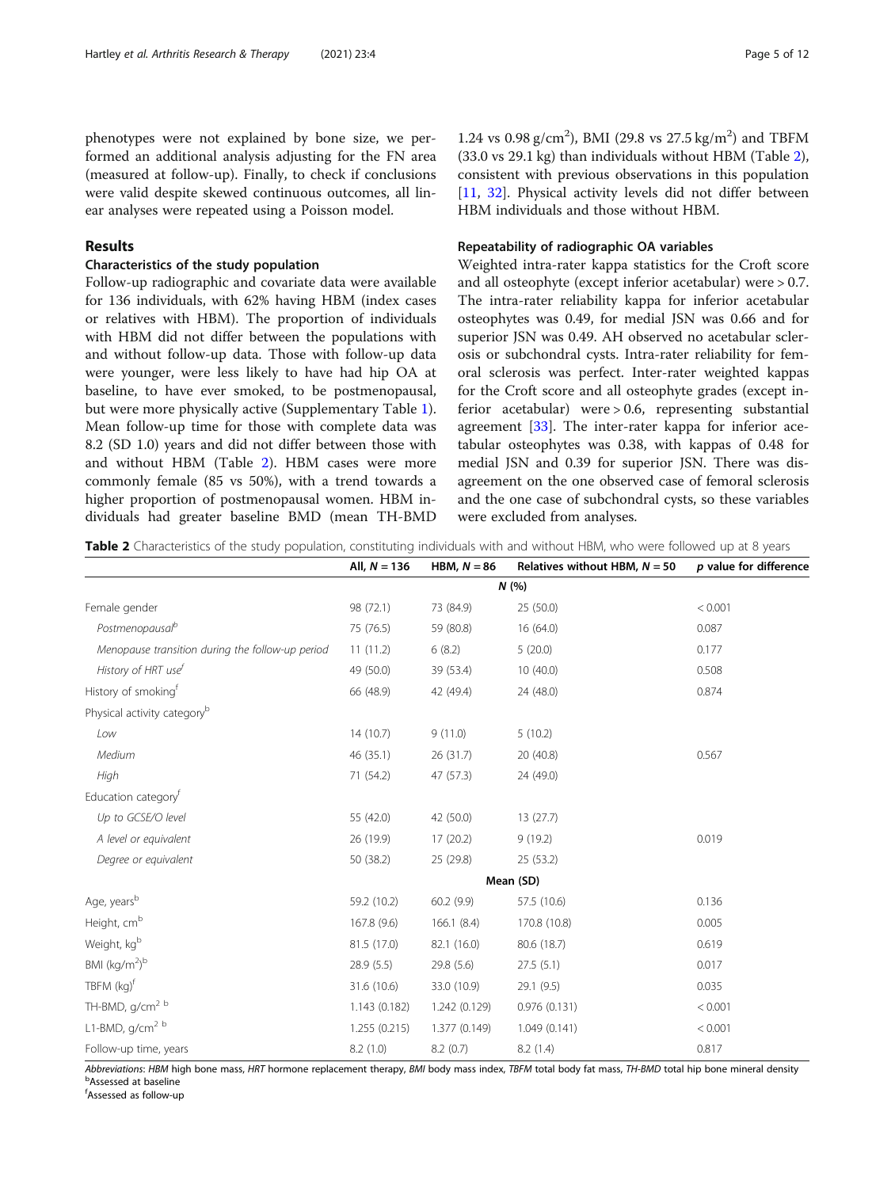phenotypes were not explained by bone size, we performed an additional analysis adjusting for the FN area (measured at follow-up). Finally, to check if conclusions were valid despite skewed continuous outcomes, all linear analyses were repeated using a Poisson model.

## Results

### Characteristics of the study population

Follow-up radiographic and covariate data were available for 136 individuals, with 62% having HBM (index cases or relatives with HBM). The proportion of individuals with HBM did not differ between the populations with and without follow-up data. Those with follow-up data were younger, were less likely to have had hip OA at baseline, to have ever smoked, to be postmenopausal, but were more physically active (Supplementary Table 1). Mean follow-up time for those with complete data was 8.2 (SD 1.0) years and did not differ between those with and without HBM (Table 2). HBM cases were more commonly female (85 vs 50%), with a trend towards a higher proportion of postmenopausal women. HBM individuals had greater baseline BMD (mean TH-BMD 1.24 vs 0.98 g/cm$^2$), BMI (29.8 vs 27.5 kg/m$^2$) and TBFM (33.0 vs 29.1 kg) than individuals without HBM (Table 2), consistent with previous observations in this population [11, 32]. Physical activity levels did not differ between HBM individuals and those without HBM.

### Repeatability of radiographic OA variables

Weighted intra-rater kappa statistics for the Croft score and all osteophyte (except inferior acetabular) were > 0.7. The intra-rater reliability kappa for inferior acetabular osteophytes was 0.49, for medial JSN was 0.66 and for superior JSN was 0.49. AH observed no acetabular sclerosis or subchondral cysts. Intra-rater reliability for femoral sclerosis was perfect. Inter-rater weighted kappas for the Croft score and all osteophyte grades (except inferior acetabular) were > 0.6, representing substantial agreement [33]. The inter-rater kappa for inferior acetabular osteophytes was 0.38, with kappas of 0.48 for medial JSN and 0.39 for superior JSN. There was disagreement on the one observed case of femoral sclerosis and the one case of subchondral cysts, so these variables were excluded from analyses.

**Table 2** Characteristics of the study population, constituting individuals with and without HBM, who were followed up at 8 years

| | All, N = 136 | HBM, N = 86 | Relatives without HBM, N = 50 | p value for difference |
|---|---|---|---|---|
| | | N (%) | | |
| Female gender | 98 (72.1) | 73 (84.9) | 25 (50.0) | < 0.001 |
| *Postmenopausal*[b] | 75 (76.5) | 59 (80.8) | 16 (64.0) | 0.087 |
| *Menopause transition during the follow-up period* | 11 (11.2) | 6 (8.2) | 5 (20.0) | 0.177 |
| *History of HRT use*[f] | 49 (50.0) | 39 (53.4) | 10 (40.0) | 0.508 |
| History of smoking[f] | 66 (48.9) | 42 (49.4) | 24 (48.0) | 0.874 |
| Physical activity category[b] | | | | |
| *Low* | 14 (10.7) | 9 (11.0) | 5 (10.2) | |
| *Medium* | 46 (35.1) | 26 (31.7) | 20 (40.8) | 0.567 |
| *High* | 71 (54.2) | 47 (57.3) | 24 (49.0) | |
| Education category[f] | | | | |
| *Up to GCSE/O level* | 55 (42.0) | 42 (50.0) | 13 (27.7) | |
| *A level or equivalent* | 26 (19.9) | 17 (20.2) | 9 (19.2) | 0.019 |
| *Degree or equivalent* | 50 (38.2) | 25 (29.8) | 25 (53.2) | |
| | | Mean (SD) | | |
| Age, years[b] | 59.2 (10.2) | 60.2 (9.9) | 57.5 (10.6) | 0.136 |
| Height, cm[b] | 167.8 (9.6) | 166.1 (8.4) | 170.8 (10.8) | 0.005 |
| Weight, kg[b] | 81.5 (17.0) | 82.1 (16.0) | 80.6 (18.7) | 0.619 |
| BMI (kg/m$^2$)[b] | 28.9 (5.5) | 29.8 (5.6) | 27.5 (5.1) | 0.017 |
| TBFM (kg)[f] | 31.6 (10.6) | 33.0 (10.9) | 29.1 (9.5) | 0.035 |
| TH-BMD, g/cm$^2$ [b] | 1.143 (0.182) | 1.242 (0.129) | 0.976 (0.131) | < 0.001 |
| L1-BMD, g/cm$^2$ [b] | 1.255 (0.215) | 1.377 (0.149) | 1.049 (0.141) | < 0.001 |
| Follow-up time, years | 8.2 (1.0) | 8.2 (0.7) | 8.2 (1.4) | 0.817 |

*Abbreviations*: *HBM* high bone mass, *HRT* hormone replacement therapy, *BMI* body mass index, *TBFM* total body fat mass, *TH-BMD* total hip bone mineral density
[b]Assessed at baseline
[f]Assessed as follow-up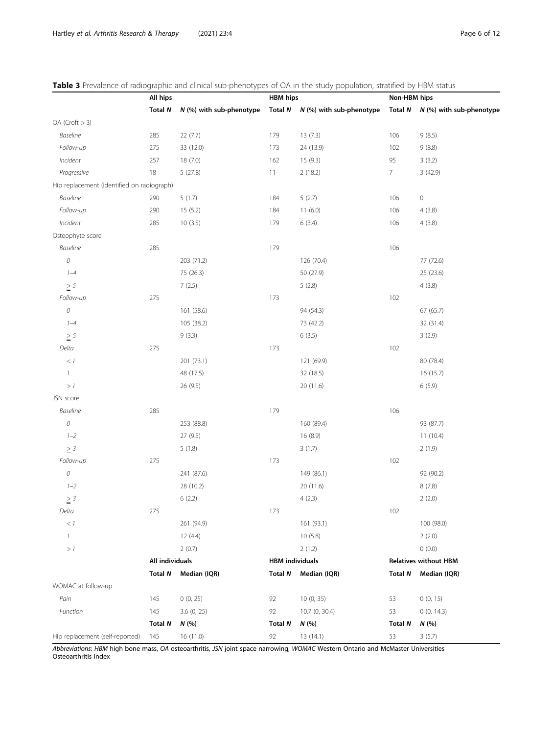**Table 3** Prevalence of radiographic and clinical sub-phenotypes of OA in the study population, stratified by HBM status

| | All hips | | HBM hips | | Non-HBM hips | |
|---|---|---|---|---|---|---|
| | Total *N* | *N* (%) with sub-phenotype | Total *N* | *N* (%) with sub-phenotype | Total *N* | *N* (%) with sub-phenotype |
| OA (Croft ≥ 3) | | | | | | |
| *Baseline* | 285 | 22 (7.7) | 179 | 13 (7.3) | 106 | 9 (8.5) |
| *Follow-up* | 275 | 33 (12.0) | 173 | 24 (13.9) | 102 | 9 (8.8) |
| *Incident* | 257 | 18 (7.0) | 162 | 15 (9.3) | 95 | 3 (3.2) |
| *Progressive* | 18 | 5 (27.8) | 11 | 2 (18.2) | 7 | 3 (42.9) |
| Hip replacement (identified on radiograph) | | | | | | |
| *Baseline* | 290 | 5 (1.7) | 184 | 5 (2.7) | 106 | 0 |
| *Follow-up* | 290 | 15 (5.2) | 184 | 11 (6.0) | 106 | 4 (3.8) |
| *Incident* | 285 | 10 (3.5) | 179 | 6 (3.4) | 106 | 4 (3.8) |
| Osteophyte score | | | | | | |
| *Baseline* | 285 | | 179 | | 106 | |
| *0* | | 203 (71.2) | | 126 (70.4) | | 77 (72.6) |
| *1–4* | | 75 (26.3) | | 50 (27.9) | | 25 (23.6) |
| *≥ 5* | | 7 (2.5) | | 5 (2.8) | | 4 (3.8) |
| *Follow-up* | 275 | | 173 | | 102 | |
| *0* | | 161 (58.6) | | 94 (54.3) | | 67 (65.7) |
| *1–4* | | 105 (38.2) | | 73 (42.2) | | 32 (31.4) |
| *≥ 5* | | 9 (3.3) | | 6 (3.5) | | 3 (2.9) |
| *Delta* | 275 | | 173 | | 102 | |
| *< 1* | | 201 (73.1) | | 121 (69.9) | | 80 (78.4) |
| *1* | | 48 (17.5) | | 32 (18.5) | | 16 (15.7) |
| *> 1* | | 26 (9.5) | | 20 (11.6) | | 6 (5.9) |
| JSN score | | | | | | |
| *Baseline* | 285 | | 179 | | 106 | |
| *0* | | 253 (88.8) | | 160 (89.4) | | 93 (87.7) |
| *1–2* | | 27 (9.5) | | 16 (8.9) | | 11 (10.4) |
| *≥ 3* | | 5 (1.8) | | 3 (1.7) | | 2 (1.9) |
| *Follow-up* | 275 | | 173 | | 102 | |
| *0* | | 241 (87.6) | | 149 (86.1) | | 92 (90.2) |
| *1–2* | | 28 (10.2) | | 20 (11.6) | | 8 (7.8) |
| *≥ 3* | | 6 (2.2) | | 4 (2.3) | | 2 (2.0) |
| *Delta* | 275 | | 173 | | 102 | |
| *< 1* | | 261 (94.9) | | 161 (93.1) | | 100 (98.0) |
| *1* | | 12 (4.4) | | 10 (5.8) | | 2 (2.0) |
| *> 1* | | 2 (0.7) | | 2 (1.2) | | 0 (0.0) |
| | **All individuals** | | **HBM individuals** | | **Relatives without HBM** | |
| | **Total *N*** | **Median (IQR)** | **Total *N*** | **Median (IQR)** | **Total *N*** | **Median (IQR)** |
| WOMAC at follow-up | | | | | | |
| *Pain* | 145 | 0 (0, 25) | 92 | 10 (0, 35) | 53 | 0 (0, 15) |
| *Function* | 145 | 3.6 (0, 25) | 92 | 10.7 (0, 30.4) | 53 | 0 (0, 14.3) |
| | **Total *N*** | ***N* (%)** | **Total *N*** | ***N* (%)** | **Total *N*** | ***N* (%)** |
| Hip replacement (self-reported) | 145 | 16 (11.0) | 92 | 13 (14.1) | 53 | 3 (5.7) |

*Abbreviations*: *HBM* high bone mass, *OA* osteoarthritis, *JSN* joint space narrowing, *WOMAC* Western Ontario and McMaster Universities Osteoarthritis Index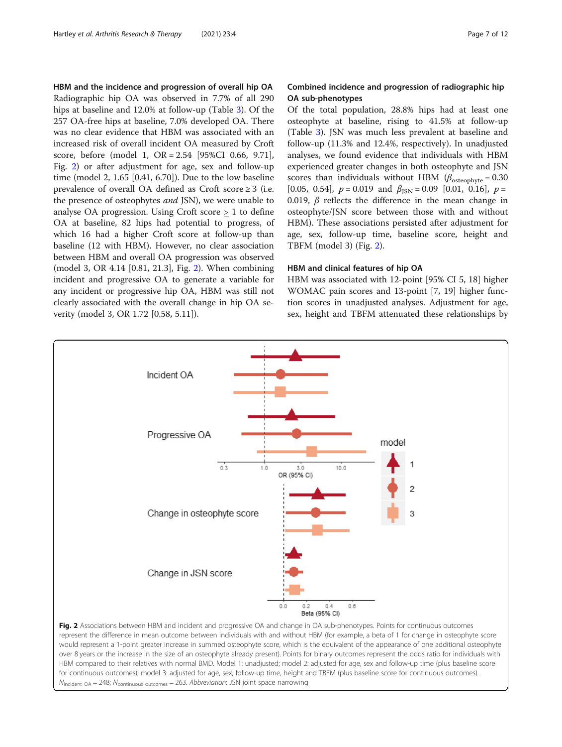## HBM and the incidence and progression of overall hip OA

Radiographic hip OA was observed in 7.7% of all 290 hips at baseline and 12.0% at follow-up (Table 3). Of the 257 OA-free hips at baseline, 7.0% developed OA. There was no clear evidence that HBM was associated with an increased risk of overall incident OA measured by Croft score, before (model 1, OR = 2.54 [95%CI 0.66, 9.71], Fig. 2) or after adjustment for age, sex and follow-up time (model 2, 1.65 [0.41, 6.70]). Due to the low baseline prevalence of overall OA defined as Croft score ≥ 3 (i.e. the presence of osteophytes *and* JSN), we were unable to analyse OA progression. Using Croft score ≥ 1 to define OA at baseline, 82 hips had potential to progress, of which 16 had a higher Croft score at follow-up than baseline (12 with HBM). However, no clear association between HBM and overall OA progression was observed (model 3, OR 4.14 [0.81, 21.3], Fig. 2). When combining incident and progressive OA to generate a variable for any incident or progressive hip OA, HBM was still not clearly associated with the overall change in hip OA severity (model 3, OR 1.72 [0.58, 5.11]).

## Combined incidence and progression of radiographic hip OA sub-phenotypes

Of the total population, 28.8% hips had at least one osteophyte at baseline, rising to 41.5% at follow-up (Table 3). JSN was much less prevalent at baseline and follow-up (11.3% and 12.4%, respectively). In unadjusted analyses, we found evidence that individuals with HBM experienced greater changes in both osteophyte and JSN scores than individuals without HBM ($\beta_{osteophyte} = 0.30$ [0.05, 0.54], $p = 0.019$ and $\beta_{JSN} = 0.09$ [0.01, 0.16], $p = 0.019$, $\beta$ reflects the difference in the mean change in osteophyte/JSN score between those with and without HBM). These associations persisted after adjustment for age, sex, follow-up time, baseline score, height and TBFM (model 3) (Fig. 2).

## HBM and clinical features of hip OA

HBM was associated with 12-point [95% CI 5, 18] higher WOMAC pain scores and 13-point [7, 19] higher function scores in unadjusted analyses. Adjustment for age, sex, height and TBFM attenuated these relationships by

**Fig. 2** Associations between HBM and incident and progressive OA and change in OA sub-phenotypes. Points for continuous outcomes represent the difference in mean outcome between individuals with and without HBM (for example, a beta of 1 for change in osteophyte score would represent a 1-point greater increase in summed osteophyte score, which is the equivalent of the appearance of one additional osteophyte over 8 years or the increase in the size of an osteophyte already present). Points for binary outcomes represent the odds ratio for individuals with HBM compared to their relatives with normal BMD. Model 1: unadjusted; model 2: adjusted for age, sex and follow-up time (plus baseline score for continuous outcomes); model 3: adjusted for age, sex, follow-up time, height and TBFM (plus baseline score for continuous outcomes). $N_{incident\ OA} = 248$; $N_{continuous\ outcomes} = 263$. *Abbreviation*: JSN joint space narrowing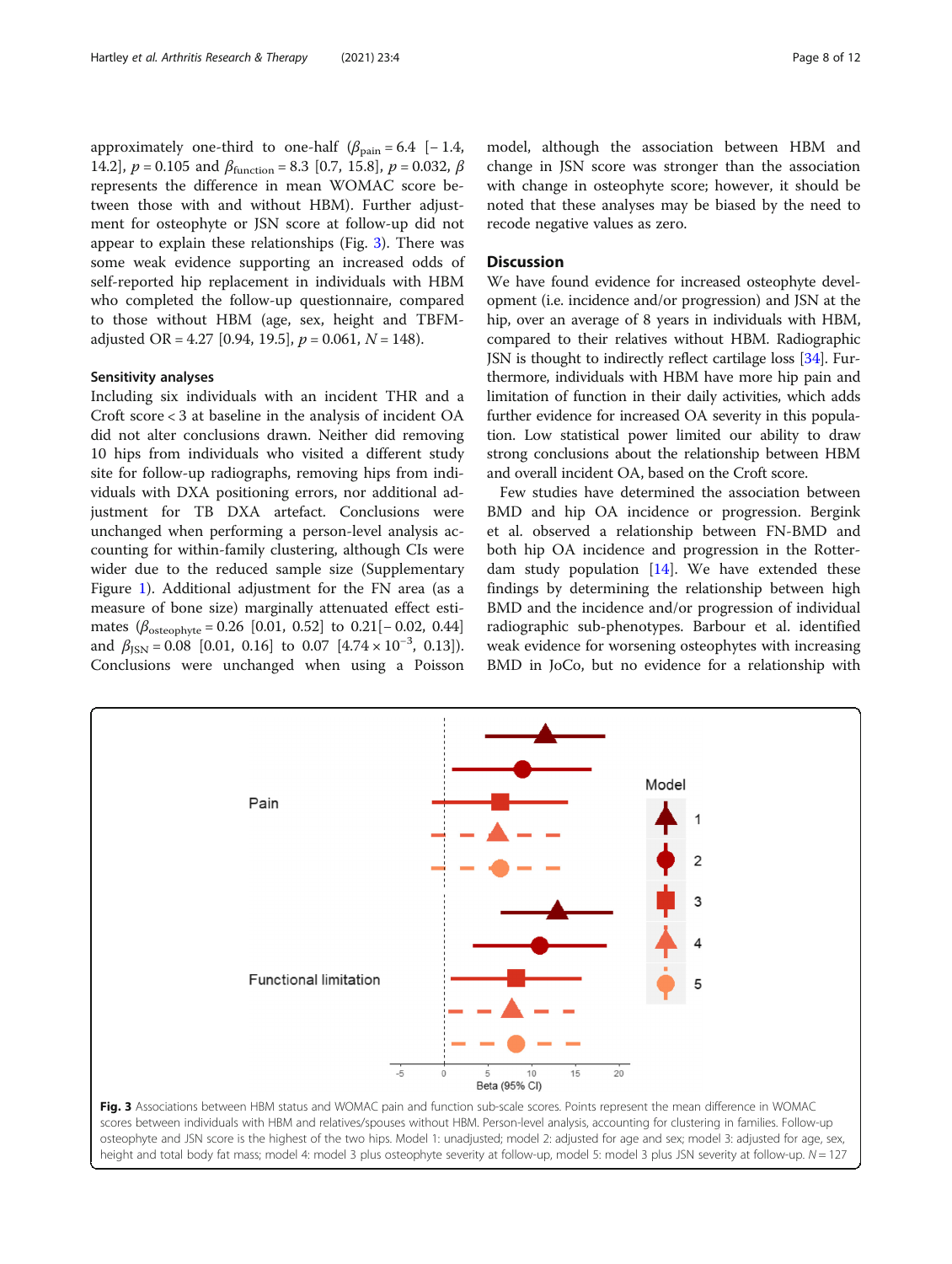approximately one-third to one-half ($\beta_{pain}$ = 6.4 [− 1.4, 14.2], $p$ = 0.105 and $\beta_{function}$ = 8.3 [0.7, 15.8], $p$ = 0.032, $\beta$ represents the difference in mean WOMAC score between those with and without HBM). Further adjustment for osteophyte or JSN score at follow-up did not appear to explain these relationships (Fig. 3). There was some weak evidence supporting an increased odds of self-reported hip replacement in individuals with HBM who completed the follow-up questionnaire, compared to those without HBM (age, sex, height and TBFM-adjusted OR = 4.27 [0.94, 19.5], $p$ = 0.061, $N$ = 148).

### Sensitivity analyses

Including six individuals with an incident THR and a Croft score < 3 at baseline in the analysis of incident OA did not alter conclusions drawn. Neither did removing 10 hips from individuals who visited a different study site for follow-up radiographs, removing hips from individuals with DXA positioning errors, nor additional adjustment for TB DXA artefact. Conclusions were unchanged when performing a person-level analysis accounting for within-family clustering, although CIs were wider due to the reduced sample size (Supplementary Figure 1). Additional adjustment for the FN area (as a measure of bone size) marginally attenuated effect estimates ($\beta_{osteophyte}$ = 0.26 [0.01, 0.52] to 0.21[− 0.02, 0.44] and $\beta_{JSN}$ = 0.08 [0.01, 0.16] to 0.07 [$4.74 \times 10^{-3}$, 0.13]). Conclusions were unchanged when using a Poisson model, although the association between HBM and change in JSN score was stronger than the association with change in osteophyte score; however, it should be noted that these analyses may be biased by the need to recode negative values as zero.

## Discussion

We have found evidence for increased osteophyte development (i.e. incidence and/or progression) and JSN at the hip, over an average of 8 years in individuals with HBM, compared to their relatives without HBM. Radiographic JSN is thought to indirectly reflect cartilage loss [34]. Furthermore, individuals with HBM have more hip pain and limitation of function in their daily activities, which adds further evidence for increased OA severity in this population. Low statistical power limited our ability to draw strong conclusions about the relationship between HBM and overall incident OA, based on the Croft score.

Few studies have determined the association between BMD and hip OA incidence or progression. Bergink et al. observed a relationship between FN-BMD and both hip OA incidence and progression in the Rotterdam study population [14]. We have extended these findings by determining the relationship between high BMD and the incidence and/or progression of individual radiographic sub-phenotypes. Barbour et al. identified weak evidence for worsening osteophytes with increasing BMD in JoCo, but no evidence for a relationship with

**Fig. 3** Associations between HBM status and WOMAC pain and function sub-scale scores. Points represent the mean difference in WOMAC scores between individuals with HBM and relatives/spouses without HBM. Person-level analysis, accounting for clustering in families. Follow-up osteophyte and JSN score is the highest of the two hips. Model 1: unadjusted; model 2: adjusted for age and sex; model 3: adjusted for age, sex, height and total body fat mass; model 4: model 3 plus osteophyte severity at follow-up, model 5: model 3 plus JSN severity at follow-up. $N$ = 127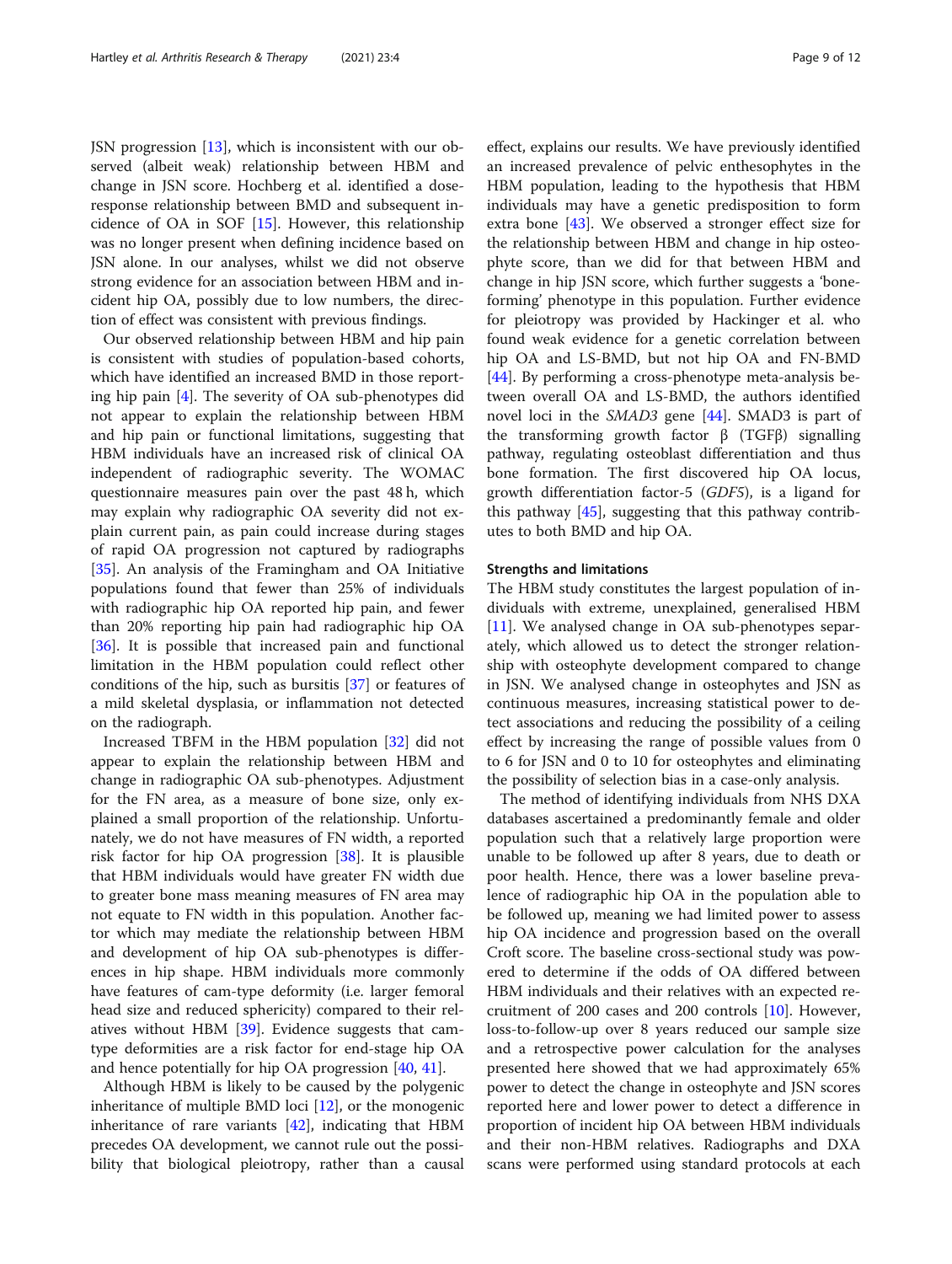JSN progression [13], which is inconsistent with our observed (albeit weak) relationship between HBM and change in JSN score. Hochberg et al. identified a dose-response relationship between BMD and subsequent incidence of OA in SOF [15]. However, this relationship was no longer present when defining incidence based on JSN alone. In our analyses, whilst we did not observe strong evidence for an association between HBM and incident hip OA, possibly due to low numbers, the direction of effect was consistent with previous findings.

Our observed relationship between HBM and hip pain is consistent with studies of population-based cohorts, which have identified an increased BMD in those reporting hip pain [4]. The severity of OA sub-phenotypes did not appear to explain the relationship between HBM and hip pain or functional limitations, suggesting that HBM individuals have an increased risk of clinical OA independent of radiographic severity. The WOMAC questionnaire measures pain over the past 48 h, which may explain why radiographic OA severity did not explain current pain, as pain could increase during stages of rapid OA progression not captured by radiographs [35]. An analysis of the Framingham and OA Initiative populations found that fewer than 25% of individuals with radiographic hip OA reported hip pain, and fewer than 20% reporting hip pain had radiographic hip OA [36]. It is possible that increased pain and functional limitation in the HBM population could reflect other conditions of the hip, such as bursitis [37] or features of a mild skeletal dysplasia, or inflammation not detected on the radiograph.

Increased TBFM in the HBM population [32] did not appear to explain the relationship between HBM and change in radiographic OA sub-phenotypes. Adjustment for the FN area, as a measure of bone size, only explained a small proportion of the relationship. Unfortunately, we do not have measures of FN width, a reported risk factor for hip OA progression [38]. It is plausible that HBM individuals would have greater FN width due to greater bone mass meaning measures of FN area may not equate to FN width in this population. Another factor which may mediate the relationship between HBM and development of hip OA sub-phenotypes is differences in hip shape. HBM individuals more commonly have features of cam-type deformity (i.e. larger femoral head size and reduced sphericity) compared to their relatives without HBM [39]. Evidence suggests that cam-type deformities are a risk factor for end-stage hip OA and hence potentially for hip OA progression [40, 41].

Although HBM is likely to be caused by the polygenic inheritance of multiple BMD loci [12], or the monogenic inheritance of rare variants [42], indicating that HBM precedes OA development, we cannot rule out the possibility that biological pleiotropy, rather than a causal effect, explains our results. We have previously identified an increased prevalence of pelvic enthesophytes in the HBM population, leading to the hypothesis that HBM individuals may have a genetic predisposition to form extra bone [43]. We observed a stronger effect size for the relationship between HBM and change in hip osteophyte score, than we did for that between HBM and change in hip JSN score, which further suggests a 'bone-forming' phenotype in this population. Further evidence for pleiotropy was provided by Hackinger et al. who found weak evidence for a genetic correlation between hip OA and LS-BMD, but not hip OA and FN-BMD [44]. By performing a cross-phenotype meta-analysis between overall OA and LS-BMD, the authors identified novel loci in the *SMAD3* gene [44]. SMAD3 is part of the transforming growth factor β (TGFβ) signalling pathway, regulating osteoblast differentiation and thus bone formation. The first discovered hip OA locus, growth differentiation factor-5 (*GDF5*), is a ligand for this pathway [45], suggesting that this pathway contributes to both BMD and hip OA.

### Strengths and limitations

The HBM study constitutes the largest population of individuals with extreme, unexplained, generalised HBM [11]. We analysed change in OA sub-phenotypes separately, which allowed us to detect the stronger relationship with osteophyte development compared to change in JSN. We analysed change in osteophytes and JSN as continuous measures, increasing statistical power to detect associations and reducing the possibility of a ceiling effect by increasing the range of possible values from 0 to 6 for JSN and 0 to 10 for osteophytes and eliminating the possibility of selection bias in a case-only analysis.

The method of identifying individuals from NHS DXA databases ascertained a predominantly female and older population such that a relatively large proportion were unable to be followed up after 8 years, due to death or poor health. Hence, there was a lower baseline prevalence of radiographic hip OA in the population able to be followed up, meaning we had limited power to assess hip OA incidence and progression based on the overall Croft score. The baseline cross-sectional study was powered to determine if the odds of OA differed between HBM individuals and their relatives with an expected recruitment of 200 cases and 200 controls [10]. However, loss-to-follow-up over 8 years reduced our sample size and a retrospective power calculation for the analyses presented here showed that we had approximately 65% power to detect the change in osteophyte and JSN scores reported here and lower power to detect a difference in proportion of incident hip OA between HBM individuals and their non-HBM relatives. Radiographs and DXA scans were performed using standard protocols at each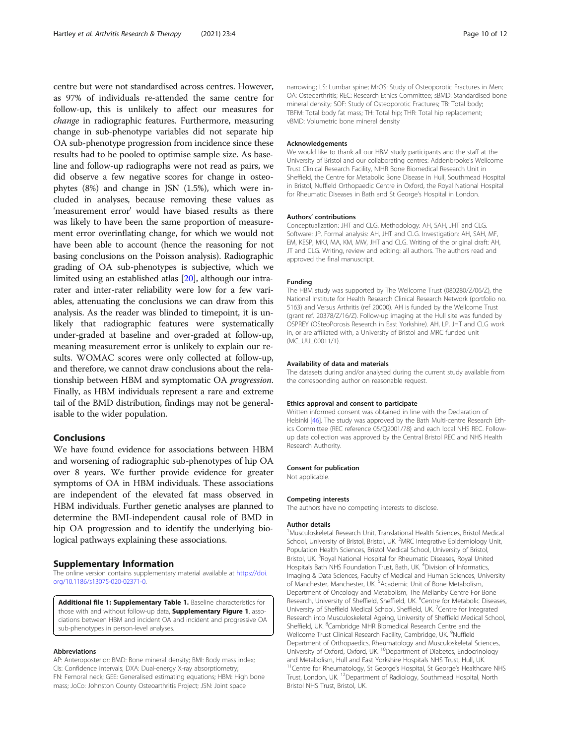centre but were not standardised across centres. However, as 97% of individuals re-attended the same centre for follow-up, this is unlikely to affect our measures for *change* in radiographic features. Furthermore, measuring change in sub-phenotype variables did not separate hip OA sub-phenotype progression from incidence since these results had to be pooled to optimise sample size. As baseline and follow-up radiographs were not read as pairs, we did observe a few negative scores for change in osteophytes (8%) and change in JSN (1.5%), which were included in analyses, because removing these values as 'measurement error' would have biased results as there was likely to have been the same proportion of measurement error overinflating change, for which we would not have been able to account (hence the reasoning for not basing conclusions on the Poisson analysis). Radiographic grading of OA sub-phenotypes is subjective, which we limited using an established atlas [20], although our intra-rater and inter-rater reliability were low for a few variables, attenuating the conclusions we can draw from this analysis. As the reader was blinded to timepoint, it is unlikely that radiographic features were systematically under-graded at baseline and over-graded at follow-up, meaning measurement error is unlikely to explain our results. WOMAC scores were only collected at follow-up, and therefore, we cannot draw conclusions about the relationship between HBM and symptomatic OA *progression*. Finally, as HBM individuals represent a rare and extreme tail of the BMD distribution, findings may not be generalisable to the wider population.

## Conclusions

We have found evidence for associations between HBM and worsening of radiographic sub-phenotypes of hip OA over 8 years. We further provide evidence for greater symptoms of OA in HBM individuals. These associations are independent of the elevated fat mass observed in HBM individuals. Further genetic analyses are planned to determine the BMI-independent causal role of BMD in hip OA progression and to identify the underlying biological pathways explaining these associations.

## Supplementary Information

The online version contains supplementary material available at https://doi.org/10.1186/s13075-020-02371-0.

**Additional file 1: Supplementary Table 1.** Baseline characteristics for those with and without follow-up data, **Supplementary Figure 1**. associations between HBM and incident OA and incident and progressive OA sub-phenotypes in person-level analyses.

### Abbreviations

AP: Anteroposterior; BMD: Bone mineral density; BMI: Body mass index; CIs: Confidence intervals; DXA: Dual-energy X-ray absorptiometry; FN: Femoral neck; GEE: Generalised estimating equations; HBM: High bone mass; JoCo: Johnston County Osteoarthritis Project; JSN: Joint space narrowing; LS: Lumbar spine; MrOS: Study of Osteoporotic Fractures in Men; OA: Osteoarthritis; REC: Research Ethics Committee; sBMD: Standardised bone mineral density; SOF: Study of Osteoporotic Fractures; TB: Total body; TBFM: Total body fat mass; TH: Total hip; THR: Total hip replacement; vBMD: Volumetric bone mineral density

### Acknowledgements

We would like to thank all our HBM study participants and the staff at the University of Bristol and our collaborating centres: Addenbrooke's Wellcome Trust Clinical Research Facility, NIHR Bone Biomedical Research Unit in Sheffield, the Centre for Metabolic Bone Disease in Hull, Southmead Hospital in Bristol, Nuffield Orthopaedic Centre in Oxford, the Royal National Hospital for Rheumatic Diseases in Bath and St George's Hospital in London.

### Authors' contributions

Conceptualization: JHT and CLG. Methodology: AH, SAH, JHT and CLG. Software: JP. Formal analysis: AH, JHT and CLG. Investigation: AH, SAH, MF, EM, KESP, MKJ, MA, KM, MW, JHT and CLG. Writing of the original draft: AH, JT and CLG. Writing, review and editing: all authors. The authors read and approved the final manuscript.

### Funding

The HBM study was supported by The Wellcome Trust (080280/Z/06/Z), the National Institute for Health Research Clinical Research Network (portfolio no. 5163) and Versus Arthritis (ref 20000). AH is funded by the Wellcome Trust (grant ref. 20378/Z/16/Z). Follow-up imaging at the Hull site was funded by OSPREY (OSteoPorosis Research in East Yorkshire). AH, LP, JHT and CLG work in, or are affiliated with, a University of Bristol and MRC funded unit (MC_UU_00011/1).

### Availability of data and materials

The datasets during and/or analysed during the current study available from the corresponding author on reasonable request.

### Ethics approval and consent to participate

Written informed consent was obtained in line with the Declaration of Helsinki [46]. The study was approved by the Bath Multi-centre Research Ethics Committee (REC reference 05/Q2001/78) and each local NHS REC. Follow-up data collection was approved by the Central Bristol REC and NHS Health Research Authority.

### Consent for publication

Not applicable.

### Competing interests

The authors have no competing interests to disclose.

### Author details

[1]Musculoskeletal Research Unit, Translational Health Sciences, Bristol Medical School, University of Bristol, Bristol, UK. [2]MRC Integrative Epidemiology Unit, Population Health Sciences, Bristol Medical School, University of Bristol, Bristol, UK. [3]Royal National Hospital for Rheumatic Diseases, Royal United Hospitals Bath NHS Foundation Trust, Bath, UK. [4]Division of Informatics, Imaging & Data Sciences, Faculty of Medical and Human Sciences, University of Manchester, Manchester, UK. [5]Academic Unit of Bone Metabolism, Department of Oncology and Metabolism, The Mellanby Centre For Bone Research, University of Sheffield, Sheffield, UK. [6]Centre for Metabolic Diseases, University of Sheffield Medical School, Sheffield, UK. [7]Centre for Integrated Research into Musculoskeletal Ageing, University of Sheffield Medical School, Sheffield, UK. [8]Cambridge NIHR Biomedical Research Centre and the Wellcome Trust Clinical Research Facility, Cambridge, UK. [9]Nuffield Department of Orthopaedics, Rheumatology and Musculoskeletal Sciences, University of Oxford, Oxford, UK. [10]Department of Diabetes, Endocrinology and Metabolism, Hull and East Yorkshire Hospitals NHS Trust, Hull, UK. [11]Centre for Rheumatology, St George's Hospital, St George's Healthcare NHS Trust, London, UK. [12]Department of Radiology, Southmead Hospital, North Bristol NHS Trust, Bristol, UK.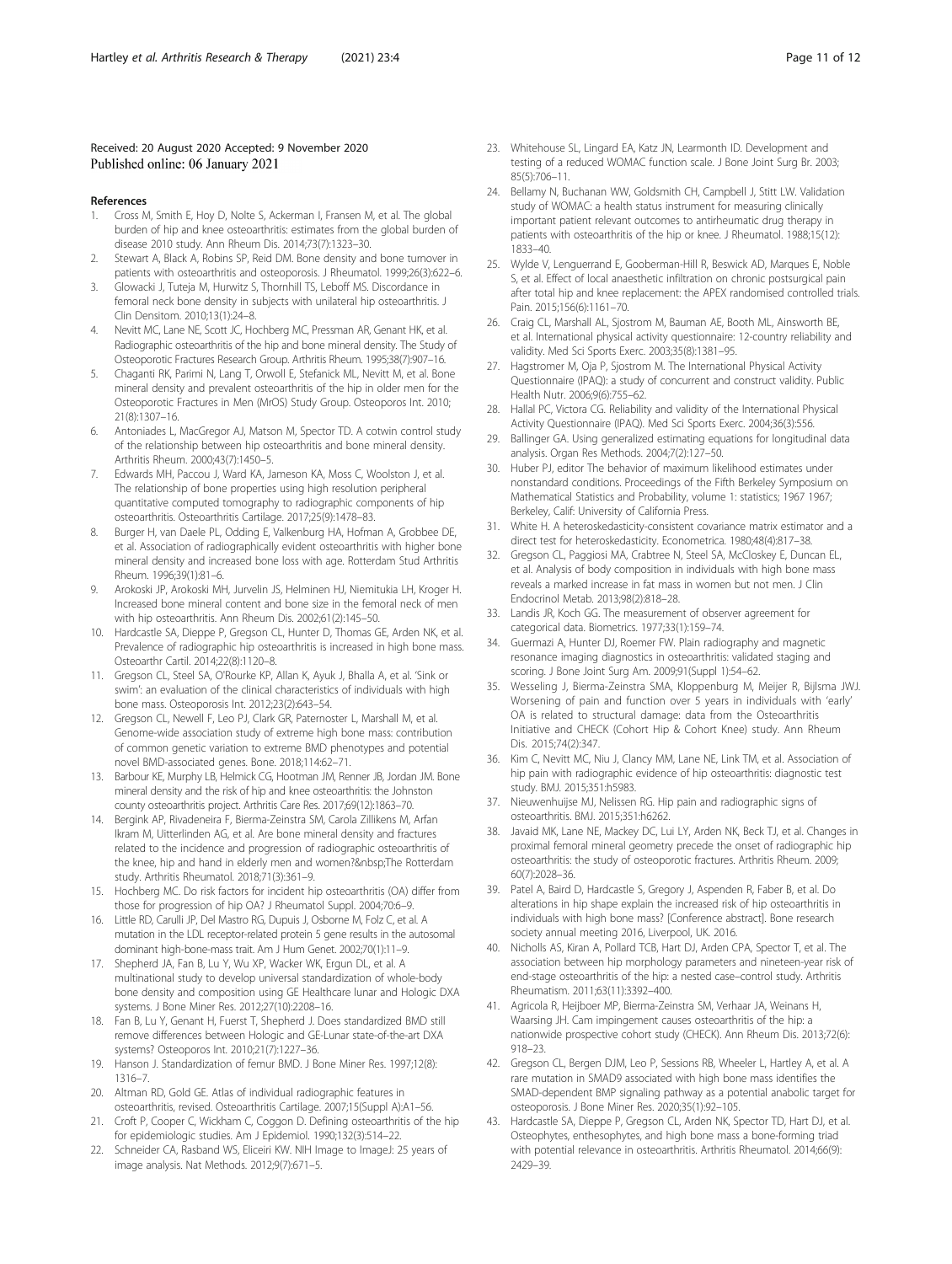Received: 20 August 2020 Accepted: 9 November 2020
Published online: 06 January 2021

## References

1. Cross M, Smith E, Hoy D, Nolte S, Ackerman I, Fransen M, et al. The global burden of hip and knee osteoarthritis: estimates from the global burden of disease 2010 study. Ann Rheum Dis. 2014;73(7):1323–30.
2. Stewart A, Black A, Robins SP, Reid DM. Bone density and bone turnover in patients with osteoarthritis and osteoporosis. J Rheumatol. 1999;26(3):622–6.
3. Glowacki J, Tuteja M, Hurwitz S, Thornhill TS, Leboff MS. Discordance in femoral neck bone density in subjects with unilateral hip osteoarthritis. J Clin Densitom. 2010;13(1):24–8.
4. Nevitt MC, Lane NE, Scott JC, Hochberg MC, Pressman AR, Genant HK, et al. Radiographic osteoarthritis of the hip and bone mineral density. The Study of Osteoporotic Fractures Research Group. Arthritis Rheum. 1995;38(7):907–16.
5. Chaganti RK, Parimi N, Lang T, Orwoll E, Stefanick ML, Nevitt M, et al. Bone mineral density and prevalent osteoarthritis of the hip in older men for the Osteoporotic Fractures in Men (MrOS) Study Group. Osteoporos Int. 2010;21(8):1307–16.
6. Antoniades L, MacGregor AJ, Matson M, Spector TD. A cotwin control study of the relationship between hip osteoarthritis and bone mineral density. Arthritis Rheum. 2000;43(7):1450–5.
7. Edwards MH, Paccou J, Ward KA, Jameson KA, Moss C, Woolston J, et al. The relationship of bone properties using high resolution peripheral quantitative computed tomography to radiographic components of hip osteoarthritis. Osteoarthritis Cartilage. 2017;25(9):1478–83.
8. Burger H, van Daele PL, Odding E, Valkenburg HA, Hofman A, Grobbee DE, et al. Association of radiographically evident osteoarthritis with higher bone mineral density and increased bone loss with age. Rotterdam Stud Arthritis Rheum. 1996;39(1):81–6.
9. Arokoski JP, Arokoski MH, Jurvelin JS, Helminen HJ, Niemitukia LH, Kroger H. Increased bone mineral content and bone size in the femoral neck of men with hip osteoarthritis. Ann Rheum Dis. 2002;61(2):145–50.
10. Hardcastle SA, Dieppe P, Gregson CL, Hunter D, Thomas GE, Arden NK, et al. Prevalence of radiographic hip osteoarthritis is increased in high bone mass. Osteoarthr Cartil. 2014;22(8):1120–8.
11. Gregson CL, Steel SA, O'Rourke KP, Allan K, Ayuk J, Bhalla A, et al. 'Sink or swim': an evaluation of the clinical characteristics of individuals with high bone mass. Osteoporosis Int. 2012;23(2):643–54.
12. Gregson CL, Newell F, Leo PJ, Clark GR, Paternoster L, Marshall M, et al. Genome-wide association study of extreme high bone mass: contribution of common genetic variation to extreme BMD phenotypes and potential novel BMD-associated genes. Bone. 2018;114:62–71.
13. Barbour KE, Murphy LB, Helmick CG, Hootman JM, Renner JB, Jordan JM. Bone mineral density and the risk of hip and knee osteoarthritis: the Johnston county osteoarthritis project. Arthritis Care Res. 2017;69(12):1863–70.
14. Bergink AP, Rivadeneira F, Bierma-Zeinstra SM, Carola Zillikens M, Arfan Ikram M, Uitterlinden AG, et al. Are bone mineral density and fractures related to the incidence and progression of radiographic osteoarthritis of the knee, hip and hand in elderly men and women?&nbsp;The Rotterdam study. Arthritis Rheumatol. 2018;71(3):361–9.
15. Hochberg MC. Do risk factors for incident hip osteoarthritis (OA) differ from those for progression of hip OA? J Rheumatol Suppl. 2004;70:6–9.
16. Little RD, Carulli JP, Del Mastro RG, Dupuis J, Osborne M, Folz C, et al. A mutation in the LDL receptor-related protein 5 gene results in the autosomal dominant high-bone-mass trait. Am J Hum Genet. 2002;70(1):11–9.
17. Shepherd JA, Fan B, Lu Y, Wu XP, Wacker WK, Ergun DL, et al. A multinational study to develop universal standardization of whole-body bone density and composition using GE Healthcare lunar and Hologic DXA systems. J Bone Miner Res. 2012;27(10):2208–16.
18. Fan B, Lu Y, Genant H, Fuerst T, Shepherd J. Does standardized BMD still remove differences between Hologic and GE-Lunar state-of-the-art DXA systems? Osteoporos Int. 2010;21(7):1227–36.
19. Hanson J. Standardization of femur BMD. J Bone Miner Res. 1997;12(8):1316–7.
20. Altman RD, Gold GE. Atlas of individual radiographic features in osteoarthritis, revised. Osteoarthritis Cartilage. 2007;15(Suppl A):A1–56.
21. Croft P, Cooper C, Wickham C, Coggon D. Defining osteoarthritis of the hip for epidemiologic studies. Am J Epidemiol. 1990;132(3):514–22.
22. Schneider CA, Rasband WS, Eliceiri KW. NIH Image to ImageJ: 25 years of image analysis. Nat Methods. 2012;9(7):671–5.
23. Whitehouse SL, Lingard EA, Katz JN, Learmonth ID. Development and testing of a reduced WOMAC function scale. J Bone Joint Surg Br. 2003;85(5):706–11.
24. Bellamy N, Buchanan WW, Goldsmith CH, Campbell J, Stitt LW. Validation study of WOMAC: a health status instrument for measuring clinically important patient relevant outcomes to antirheumatic drug therapy in patients with osteoarthritis of the hip or knee. J Rheumatol. 1988;15(12):1833–40.
25. Wylde V, Lenguerrand E, Gooberman-Hill R, Beswick AD, Marques E, Noble S, et al. Effect of local anaesthetic infiltration on chronic postsurgical pain after total hip and knee replacement: the APEX randomised controlled trials. Pain. 2015;156(6):1161–70.
26. Craig CL, Marshall AL, Sjostrom M, Bauman AE, Booth ML, Ainsworth BE, et al. International physical activity questionnaire: 12-country reliability and validity. Med Sci Sports Exerc. 2003;35(8):1381–95.
27. Hagstromer M, Oja P, Sjostrom M. The International Physical Activity Questionnaire (IPAQ): a study of concurrent and construct validity. Public Health Nutr. 2006;9(6):755–62.
28. Hallal PC, Victora CG. Reliability and validity of the International Physical Activity Questionnaire (IPAQ). Med Sci Sports Exerc. 2004;36(3):556.
29. Ballinger GA. Using generalized estimating equations for longitudinal data analysis. Organ Res Methods. 2004;7(2):127–50.
30. Huber PJ, editor The behavior of maximum likelihood estimates under nonstandard conditions. Proceedings of the Fifth Berkeley Symposium on Mathematical Statistics and Probability, volume 1: statistics; 1967 1967; Berkeley, Calif: University of California Press.
31. White H. A heteroskedasticity-consistent covariance matrix estimator and a direct test for heteroskedasticity. Econometrica. 1980;48(4):817–38.
32. Gregson CL, Paggiosi MA, Crabtree N, Steel SA, McCloskey E, Duncan EL, et al. Analysis of body composition in individuals with high bone mass reveals a marked increase in fat mass in women but not men. J Clin Endocrinol Metab. 2013;98(2):818–28.
33. Landis JR, Koch GG. The measurement of observer agreement for categorical data. Biometrics. 1977;33(1):159–74.
34. Guermazi A, Hunter DJ, Roemer FW. Plain radiography and magnetic resonance imaging diagnostics in osteoarthritis: validated staging and scoring. J Bone Joint Surg Am. 2009;91(Suppl 1):54–62.
35. Wesseling J, Bierma-Zeinstra SMA, Kloppenburg M, Meijer R, Bijlsma JWJ. Worsening of pain and function over 5 years in individuals with 'early' OA is related to structural damage: data from the Osteoarthritis Initiative and CHECK (Cohort Hip & Cohort Knee) study. Ann Rheum Dis. 2015;74(2):347.
36. Kim C, Nevitt MC, Niu J, Clancy MM, Lane NE, Link TM, et al. Association of hip pain with radiographic evidence of hip osteoarthritis: diagnostic test study. BMJ. 2015;351:h5983.
37. Nieuwenhuijse MJ, Nelissen RG. Hip pain and radiographic signs of osteoarthritis. BMJ. 2015;351:h6262.
38. Javaid MK, Lane NE, Mackey DC, Lui LY, Arden NK, Beck TJ, et al. Changes in proximal femoral mineral geometry precede the onset of radiographic hip osteoarthritis: the study of osteoporotic fractures. Arthritis Rheum. 2009;60(7):2028–36.
39. Patel A, Baird D, Hardcastle S, Gregory J, Aspenden R, Faber B, et al. Do alterations in hip shape explain the increased risk of hip osteoarthritis in individuals with high bone mass? [Conference abstract]. Bone research society annual meeting 2016, Liverpool, UK. 2016.
40. Nicholls AS, Kiran A, Pollard TCB, Hart DJ, Arden CPA, Spector T, et al. The association between hip morphology parameters and nineteen-year risk of end-stage osteoarthritis of the hip: a nested case–control study. Arthritis Rheumatism. 2011;63(11):3392–400.
41. Agricola R, Heijboer MP, Bierma-Zeinstra SM, Verhaar JA, Weinans H, Waarsing JH. Cam impingement causes osteoarthritis of the hip: a nationwide prospective cohort study (CHECK). Ann Rheum Dis. 2013;72(6):918–23.
42. Gregson CL, Bergen DJM, Leo P, Sessions RB, Wheeler L, Hartley A, et al. A rare mutation in SMAD9 associated with high bone mass identifies the SMAD-dependent BMP signaling pathway as a potential anabolic target for osteoporosis. J Bone Miner Res. 2020;35(1):92–105.
43. Hardcastle SA, Dieppe P, Gregson CL, Arden NK, Spector TD, Hart DJ, et al. Osteophytes, enthesophytes, and high bone mass a bone-forming triad with potential relevance in osteoarthritis. Arthritis Rheumatol. 2014;66(9):2429–39.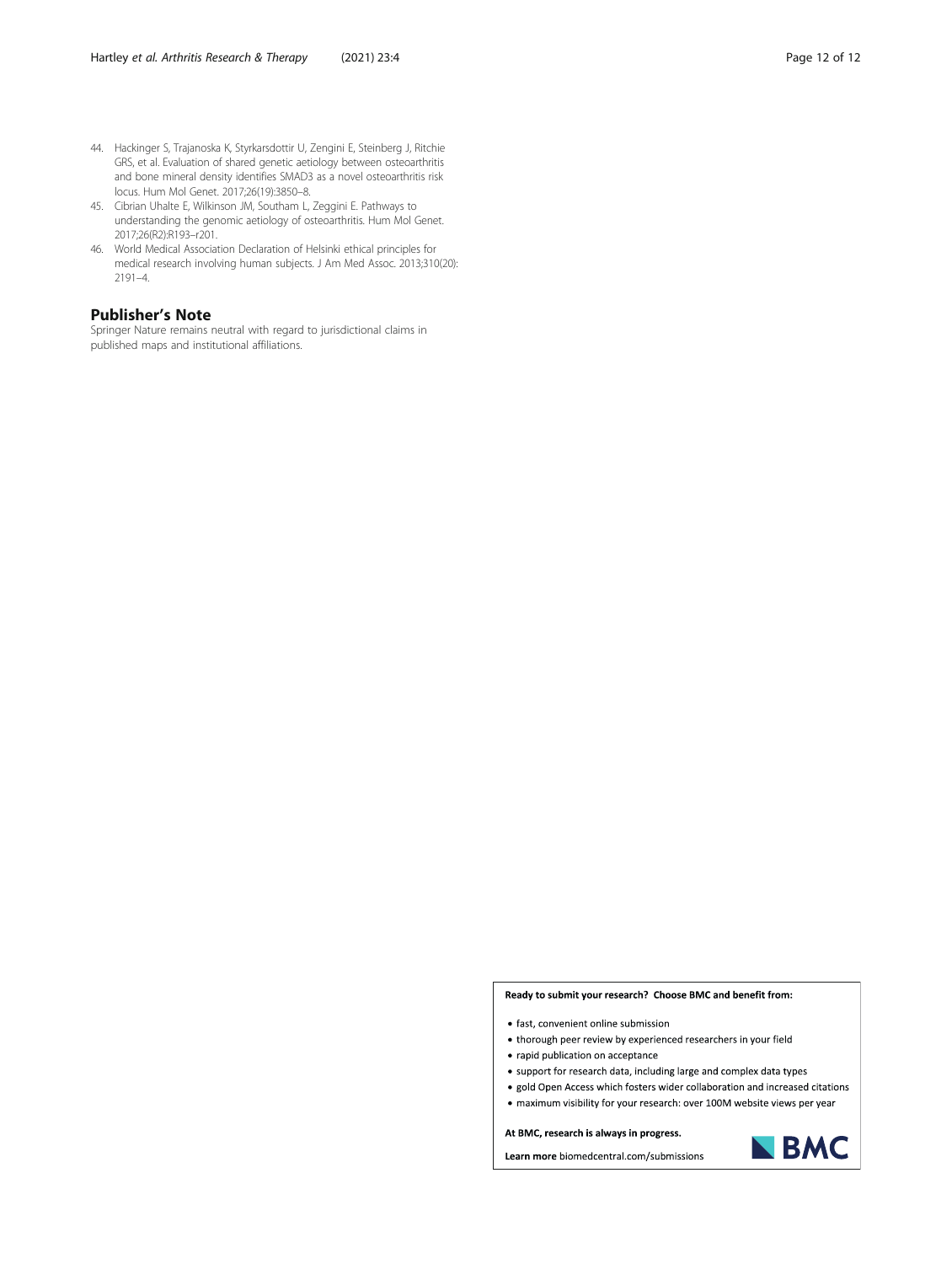44. Hackinger S, Trajanoska K, Styrkarsdottir U, Zengini E, Steinberg J, Ritchie GRS, et al. Evaluation of shared genetic aetiology between osteoarthritis and bone mineral density identifies SMAD3 as a novel osteoarthritis risk locus. Hum Mol Genet. 2017;26(19):3850–8.
45. Cibrian Uhalte E, Wilkinson JM, Southam L, Zeggini E. Pathways to understanding the genomic aetiology of osteoarthritis. Hum Mol Genet. 2017;26(R2):R193–r201.
46. World Medical Association Declaration of Helsinki ethical principles for medical research involving human subjects. J Am Med Assoc. 2013;310(20): 2191–4.

## Publisher's Note

Springer Nature remains neutral with regard to jurisdictional claims in published maps and institutional affiliations.

**Ready to submit your research? Choose BMC and benefit from:**

- fast, convenient online submission
- thorough peer review by experienced researchers in your field
- rapid publication on acceptance
- support for research data, including large and complex data types
- gold Open Access which fosters wider collaboration and increased citations
- maximum visibility for your research: over 100M website views per year

**At BMC, research is always in progress.**

**Learn more** biomedcentral.com/submissions

BMC